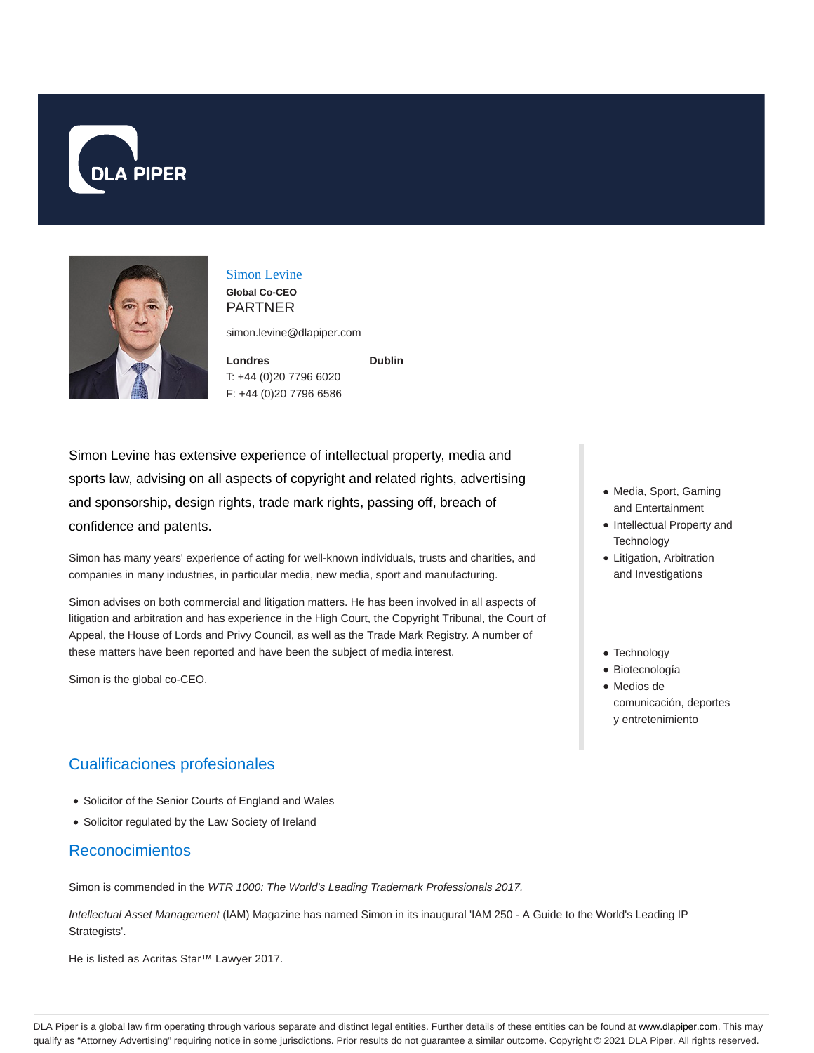# Simon Levine

**Global Co-CEO**

PARTNER

simon.levine@dlapiper.com

**Londres**

T: +44 (0)20 7796 6020

F: +44 (0)20 7796 6586

**Dublin**

Simon Levine has extensive experience of intellectual property, media and sports law, advising on all aspects of copyright and related rights, advertising and sponsorship, design rights, trade mark rights, passing off, breach of confidence and patents.

Simon has many years' experience of acting for well-known individuals, trusts and charities, and companies in many industries, in particular media, new media, sport and manufacturing.

Simon advises on both commercial and litigation matters. He has been involved in all aspects of litigation and arbitration and has experience in the High Court, the Copyright Tribunal, the Court of Appeal, the House of Lords and Privy Council, as well as the Trade Mark Registry. A number of these matters have been reported and have been the subject of media interest.

Simon is the global co-CEO.

- Media, Sport, Gaming and Entertainment
- Intellectual Property and Technology
- Litigation, Arbitration and Investigations

- Technology
- Biotecnología
- Medios de comunicación, deportes y entretenimiento

## Cualificaciones profesionales

- Solicitor of the Senior Courts of England and Wales
- Solicitor regulated by the Law Society of Ireland

## Reconocimientos

Simon is commended in the *WTR 1000: The World's Leading Trademark Professionals 2017.*

*Intellectual Asset Management* (IAM) Magazine has named Simon in its inaugural 'IAM 250 - A Guide to the World's Leading IP Strategists'.

He is listed as Acritas Star™ Lawyer 2017.

DLA Piper is a global law firm operating through various separate and distinct legal entities. Further details of these entities can be found at www.dlapiper.com. This may qualify as "Attorney Advertising" requiring notice in some jurisdictions. Prior results do not guarantee a similar outcome. Copyright © 2021 DLA Piper. All rights reserved.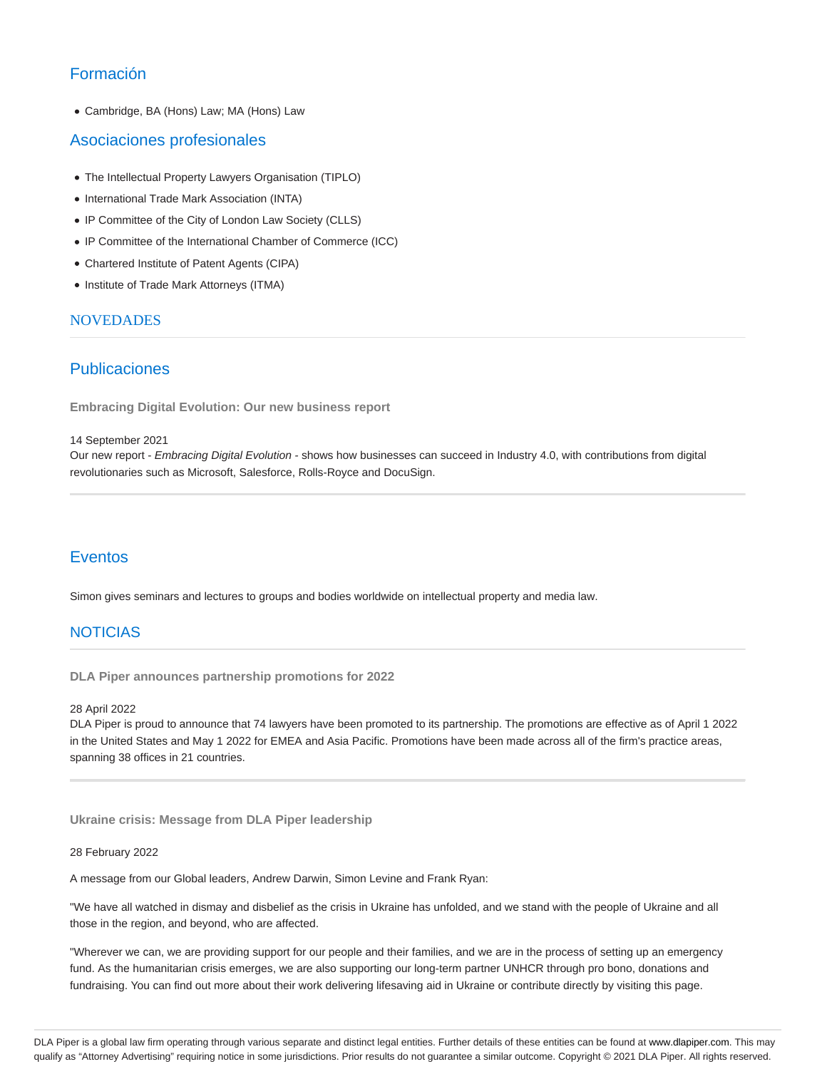## Formación

- Cambridge, BA (Hons) Law; MA (Hons) Law

## Asociaciones profesionales

- The Intellectual Property Lawyers Organisation (TIPLO)
- International Trade Mark Association (INTA)
- IP Committee of the City of London Law Society (CLLS)
- IP Committee of the International Chamber of Commerce (ICC)
- Chartered Institute of Patent Agents (CIPA)
- Institute of Trade Mark Attorneys (ITMA)

## NOVEDADES

## Publicaciones

**Embracing Digital Evolution: Our new business report**

14 September 2021
Our new report - *Embracing Digital Evolution* - shows how businesses can succeed in Industry 4.0, with contributions from digital revolutionaries such as Microsoft, Salesforce, Rolls-Royce and DocuSign.

## Eventos

Simon gives seminars and lectures to groups and bodies worldwide on intellectual property and media law.

## NOTICIAS

**DLA Piper announces partnership promotions for 2022**

28 April 2022
DLA Piper is proud to announce that 74 lawyers have been promoted to its partnership. The promotions are effective as of April 1 2022 in the United States and May 1 2022 for EMEA and Asia Pacific. Promotions have been made across all of the firm's practice areas, spanning 38 offices in 21 countries.

**Ukraine crisis: Message from DLA Piper leadership**

28 February 2022

A message from our Global leaders, Andrew Darwin, Simon Levine and Frank Ryan:

"We have all watched in dismay and disbelief as the crisis in Ukraine has unfolded, and we stand with the people of Ukraine and all those in the region, and beyond, who are affected.

"Wherever we can, we are providing support for our people and their families, and we are in the process of setting up an emergency fund. As the humanitarian crisis emerges, we are also supporting our long-term partner UNHCR through pro bono, donations and fundraising. You can find out more about their work delivering lifesaving aid in Ukraine or contribute directly by visiting this page.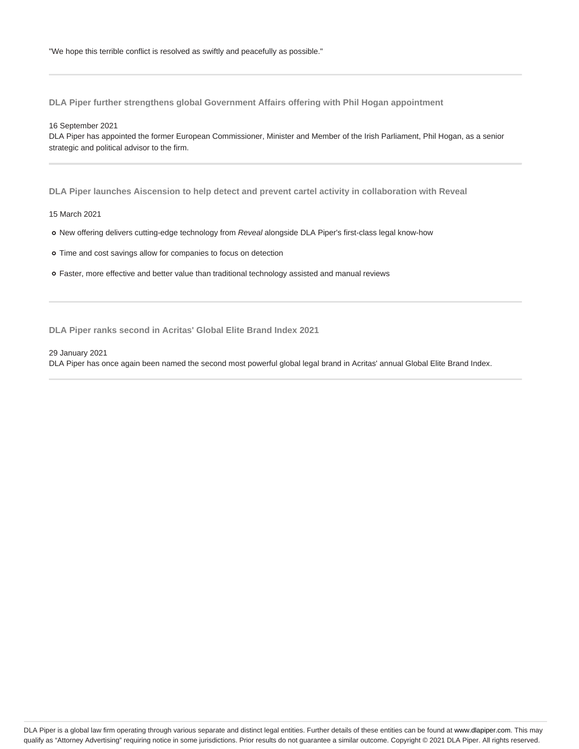"We hope this terrible conflict is resolved as swiftly and peacefully as possible."

---

**DLA Piper further strengthens global Government Affairs offering with Phil Hogan appointment**

16 September 2021
DLA Piper has appointed the former European Commissioner, Minister and Member of the Irish Parliament, Phil Hogan, as a senior strategic and political advisor to the firm.

---

**DLA Piper launches Aiscension to help detect and prevent cartel activity in collaboration with Reveal**

15 March 2021

- New offering delivers cutting-edge technology from *Reveal* alongside DLA Piper's first-class legal know-how
- Time and cost savings allow for companies to focus on detection
- Faster, more effective and better value than traditional technology assisted and manual reviews

---

**DLA Piper ranks second in Acritas' Global Elite Brand Index 2021**

29 January 2021
DLA Piper has once again been named the second most powerful global legal brand in Acritas' annual Global Elite Brand Index.

---

DLA Piper is a global law firm operating through various separate and distinct legal entities. Further details of these entities can be found at www.dlapiper.com. This may qualify as "Attorney Advertising" requiring notice in some jurisdictions. Prior results do not guarantee a similar outcome. Copyright © 2021 DLA Piper. All rights reserved.